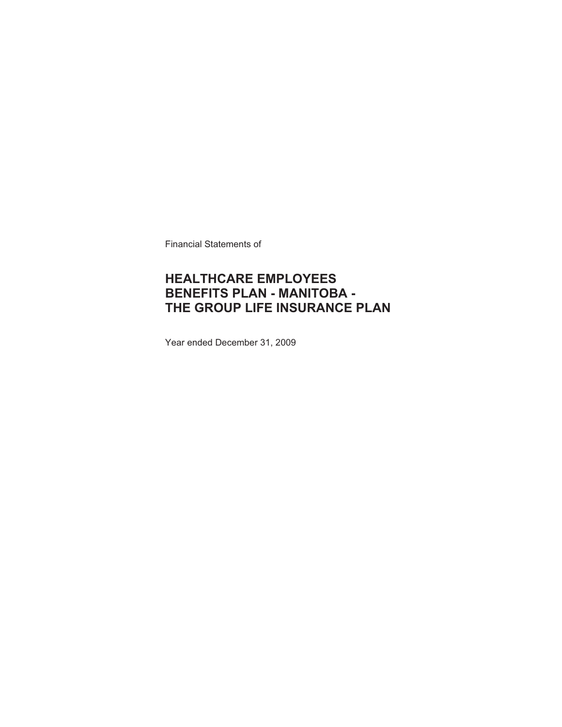Financial Statements of

# HEALTHCARE EMPLOYEES BENEFITS PLAN - MANITOBA - THE GROUP LIFE INSURANCE PLAN

Year ended December 31, 2009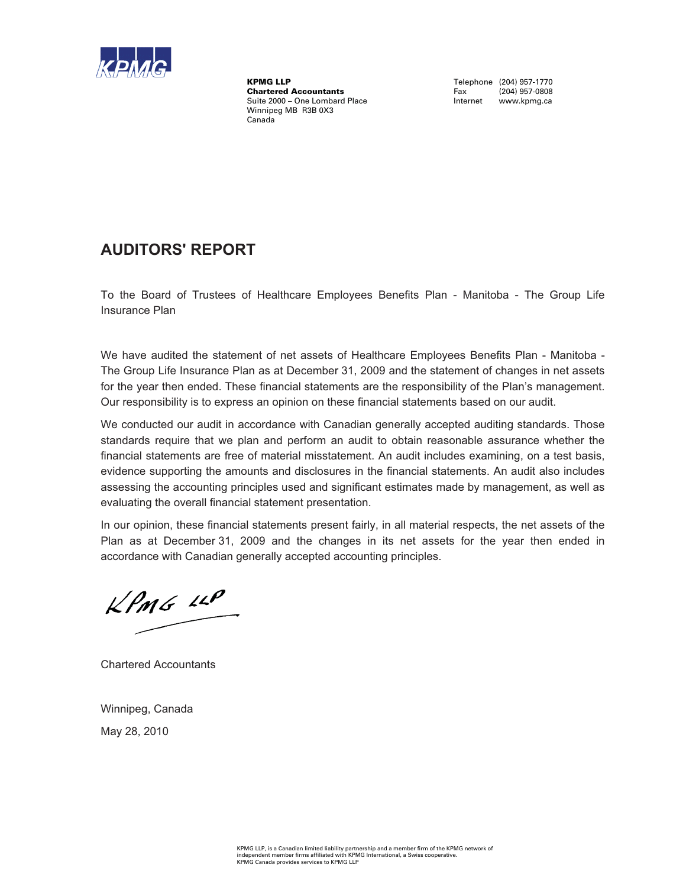**KPMG LLP**
**Chartered Accountants**
Suite 2000 – One Lombard Place
Winnipeg MB R3B 0X3
Canada

Telephone (204) 957-1770
Fax (204) 957-0808
Internet www.kpmg.ca

# AUDITORS' REPORT

To the Board of Trustees of Healthcare Employees Benefits Plan - Manitoba - The Group Life Insurance Plan

We have audited the statement of net assets of Healthcare Employees Benefits Plan - Manitoba - The Group Life Insurance Plan as at December 31, 2009 and the statement of changes in net assets for the year then ended. These financial statements are the responsibility of the Plan's management. Our responsibility is to express an opinion on these financial statements based on our audit.

We conducted our audit in accordance with Canadian generally accepted auditing standards. Those standards require that we plan and perform an audit to obtain reasonable assurance whether the financial statements are free of material misstatement. An audit includes examining, on a test basis, evidence supporting the amounts and disclosures in the financial statements. An audit also includes assessing the accounting principles used and significant estimates made by management, as well as evaluating the overall financial statement presentation.

In our opinion, these financial statements present fairly, in all material respects, the net assets of the Plan as at December 31, 2009 and the changes in its net assets for the year then ended in accordance with Canadian generally accepted accounting principles.

KPMG LLP

Chartered Accountants

Winnipeg, Canada

May 28, 2010

KPMG LLP, is a Canadian limited liability partnership and a member firm of the KPMG network of independent member firms affiliated with KPMG International, a Swiss cooperative.
KPMG Canada provides services to KPMG LLP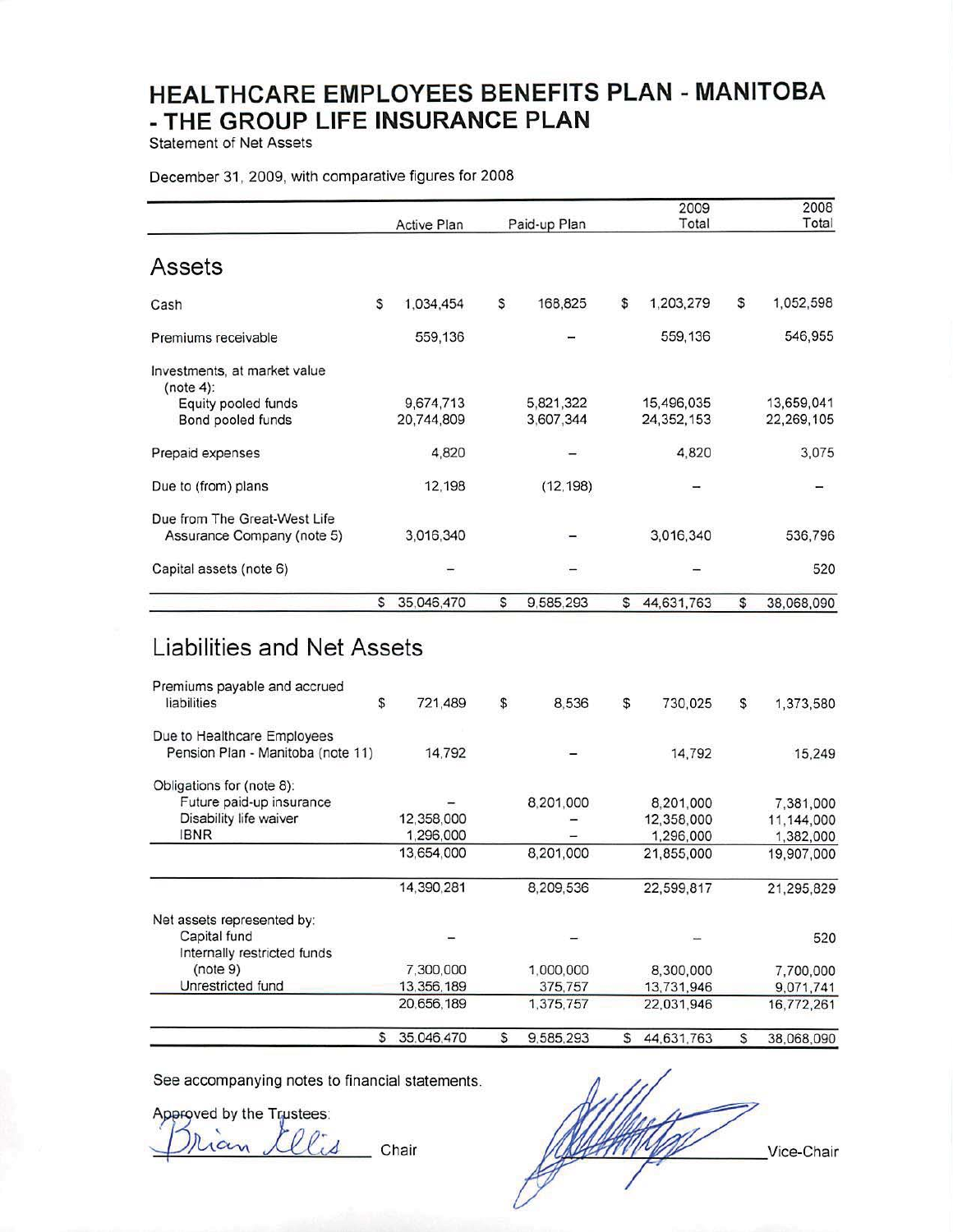# HEALTHCARE EMPLOYEES BENEFITS PLAN - MANITOBA - THE GROUP LIFE INSURANCE PLAN

Statement of Net Assets

December 31, 2009, with comparative figures for 2008

| | Active Plan | Paid-up Plan | 2009 Total | 2008 Total |
|---|---|---|---|---|
| **Assets** | | | | |
| Cash | $ 1,034,454 | $ 168,825 | $ 1,203,279 | $ 1,052,598 |
| Premiums receivable | 559,136 | – | 559,136 | 546,955 |
| Investments, at market value (note 4): | | | | |
| Equity pooled funds | 9,674,713 | 5,821,322 | 15,496,035 | 13,659,041 |
| Bond pooled funds | 20,744,809 | 3,607,344 | 24,352,153 | 22,269,105 |
| Prepaid expenses | 4,820 | – | 4,820 | 3,075 |
| Due to (from) plans | 12,198 | (12,198) | – | – |
| Due from The Great-West Life Assurance Company (note 5) | 3,016,340 | – | 3,016,340 | 536,796 |
| Capital assets (note 6) | – | – | – | 520 |
| | $ 35,046,470 | $ 9,585,293 | $ 44,631,763 | $ 38,068,090 |
| **Liabilities and Net Assets** | | | | |
| Premiums payable and accrued liabilities | $ 721,489 | $ 8,536 | $ 730,025 | $ 1,373,580 |
| Due to Healthcare Employees Pension Plan - Manitoba (note 11) | 14,792 | – | 14,792 | 15,249 |
| Obligations for (note 8): | | | | |
| Future paid-up insurance | – | 8,201,000 | 8,201,000 | 7,381,000 |
| Disability life waiver | 12,358,000 | – | 12,358,000 | 11,144,000 |
| IBNR | 1,296,000 | – | 1,296,000 | 1,382,000 |
| | 13,654,000 | 8,201,000 | 21,855,000 | 19,907,000 |
| | 14,390,281 | 8,209,536 | 22,599,817 | 21,295,829 |
| Net assets represented by: | | | | |
| Capital fund | – | – | – | 520 |
| Internally restricted funds (note 9) | 7,300,000 | 1,000,000 | 8,300,000 | 7,700,000 |
| Unrestricted fund | 13,356,189 | 375,757 | 13,731,946 | 9,071,741 |
| | 20,656,189 | 1,375,757 | 22,031,946 | 16,772,261 |
| | $ 35,046,470 | $ 9,585,293 | $ 44,631,763 | $ 38,068,090 |

See accompanying notes to financial statements.

Approved by the Trustees:

Brian Ellis, Chair

_______________ Vice-Chair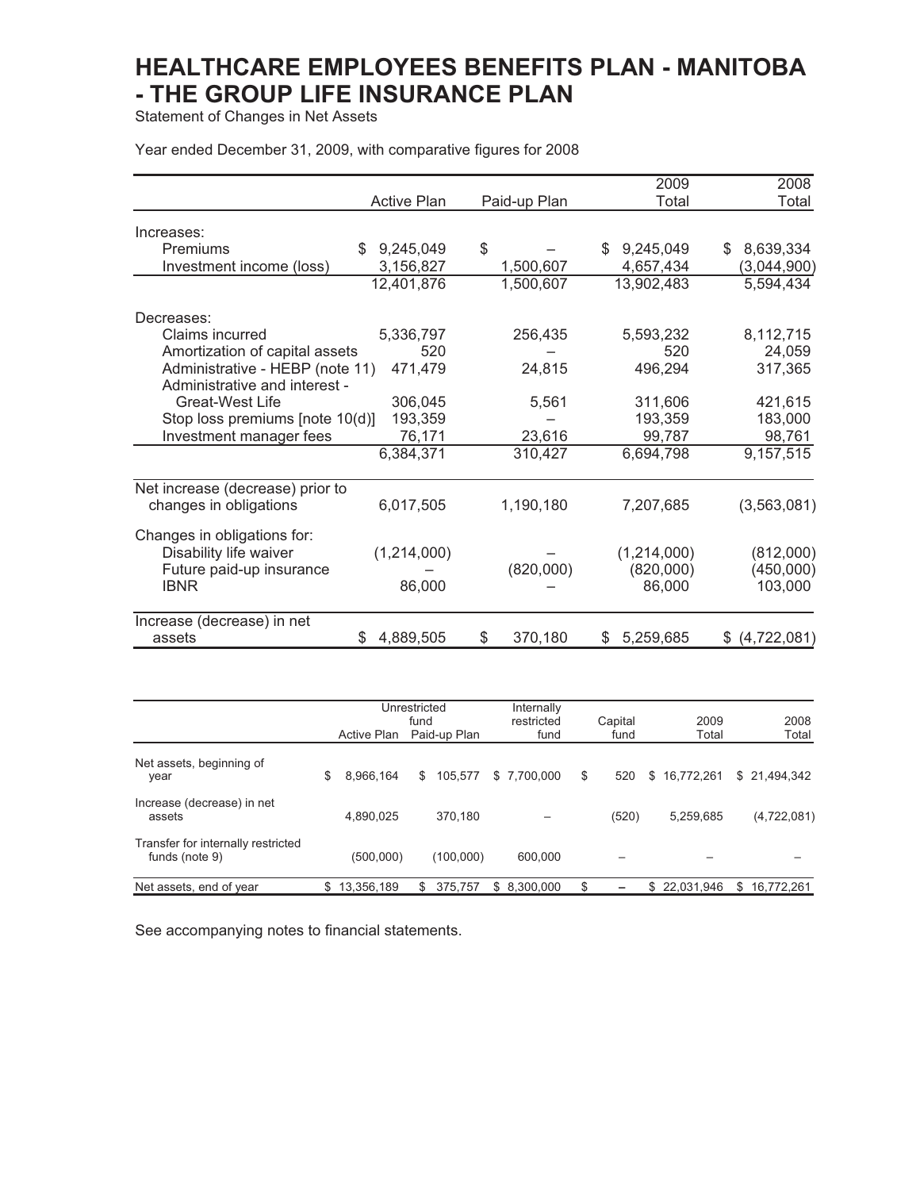# HEALTHCARE EMPLOYEES BENEFITS PLAN - MANITOBA - THE GROUP LIFE INSURANCE PLAN

Statement of Changes in Net Assets

Year ended December 31, 2009, with comparative figures for 2008

| | Active Plan | Paid-up Plan | 2009 Total | 2008 Total |
|---|---|---|---|---|
| Increases: | | | | |
| Premiums | $ 9,245,049 | $ – | $ 9,245,049 | $ 8,639,334 |
| Investment income (loss) | 3,156,827 | 1,500,607 | 4,657,434 | (3,044,900) |
| | 12,401,876 | 1,500,607 | 13,902,483 | 5,594,434 |
| Decreases: | | | | |
| Claims incurred | 5,336,797 | 256,435 | 5,593,232 | 8,112,715 |
| Amortization of capital assets | 520 | – | 520 | 24,059 |
| Administrative - HEBP (note 11) | 471,479 | 24,815 | 496,294 | 317,365 |
| Administrative and interest - Great-West Life | 306,045 | 5,561 | 311,606 | 421,615 |
| Stop loss premiums [note 10(d)] | 193,359 | – | 193,359 | 183,000 |
| Investment manager fees | 76,171 | 23,616 | 99,787 | 98,761 |
| | 6,384,371 | 310,427 | 6,694,798 | 9,157,515 |
| Net increase (decrease) prior to changes in obligations | 6,017,505 | 1,190,180 | 7,207,685 | (3,563,081) |
| Changes in obligations for: | | | | |
| Disability life waiver | (1,214,000) | – | (1,214,000) | (812,000) |
| Future paid-up insurance | – | (820,000) | (820,000) | (450,000) |
| IBNR | 86,000 | – | 86,000 | 103,000 |
| Increase (decrease) in net assets | $ 4,889,505 | $ 370,180 | $ 5,259,685 | $ (4,722,081) |

| | Unrestricted fund | | Internally restricted fund | Capital fund | 2009 Total | 2008 Total |
|---|---|---|---|---|---|---|
| | Active Plan | Paid-up Plan | | | | |
| Net assets, beginning of year | $ 8,966,164 | $ 105,577 | $ 7,700,000 | $ 520 | $ 16,772,261 | $ 21,494,342 |
| Increase (decrease) in net assets | 4,890,025 | 370,180 | – | (520) | 5,259,685 | (4,722,081) |
| Transfer for internally restricted funds (note 9) | (500,000) | (100,000) | 600,000 | – | – | – |
| Net assets, end of year | $ 13,356,189 | $ 375,757 | $ 8,300,000 | $ – | $ 22,031,946 | $ 16,772,261 |

See accompanying notes to financial statements.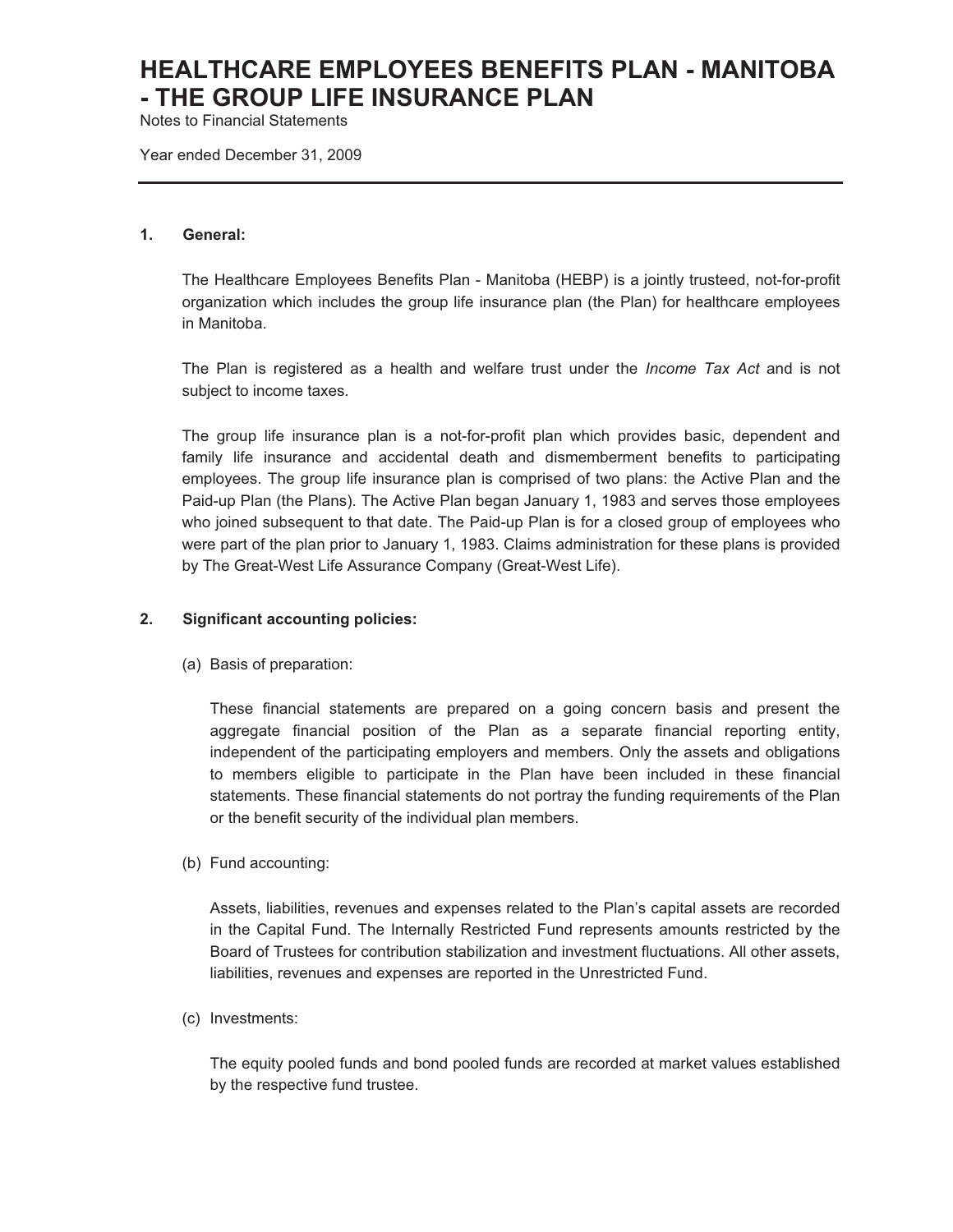# HEALTHCARE EMPLOYEES BENEFITS PLAN - MANITOBA - THE GROUP LIFE INSURANCE PLAN

Notes to Financial Statements

Year ended December 31, 2009

---

**1. General:**

The Healthcare Employees Benefits Plan - Manitoba (HEBP) is a jointly trusteed, not-for-profit organization which includes the group life insurance plan (the Plan) for healthcare employees in Manitoba.

The Plan is registered as a health and welfare trust under the *Income Tax Act* and is not subject to income taxes.

The group life insurance plan is a not-for-profit plan which provides basic, dependent and family life insurance and accidental death and dismemberment benefits to participating employees. The group life insurance plan is comprised of two plans: the Active Plan and the Paid-up Plan (the Plans). The Active Plan began January 1, 1983 and serves those employees who joined subsequent to that date. The Paid-up Plan is for a closed group of employees who were part of the plan prior to January 1, 1983. Claims administration for these plans is provided by The Great-West Life Assurance Company (Great-West Life).

**2. Significant accounting policies:**

(a) Basis of preparation:

These financial statements are prepared on a going concern basis and present the aggregate financial position of the Plan as a separate financial reporting entity, independent of the participating employers and members. Only the assets and obligations to members eligible to participate in the Plan have been included in these financial statements. These financial statements do not portray the funding requirements of the Plan or the benefit security of the individual plan members.

(b) Fund accounting:

Assets, liabilities, revenues and expenses related to the Plan's capital assets are recorded in the Capital Fund. The Internally Restricted Fund represents amounts restricted by the Board of Trustees for contribution stabilization and investment fluctuations. All other assets, liabilities, revenues and expenses are reported in the Unrestricted Fund.

(c) Investments:

The equity pooled funds and bond pooled funds are recorded at market values established by the respective fund trustee.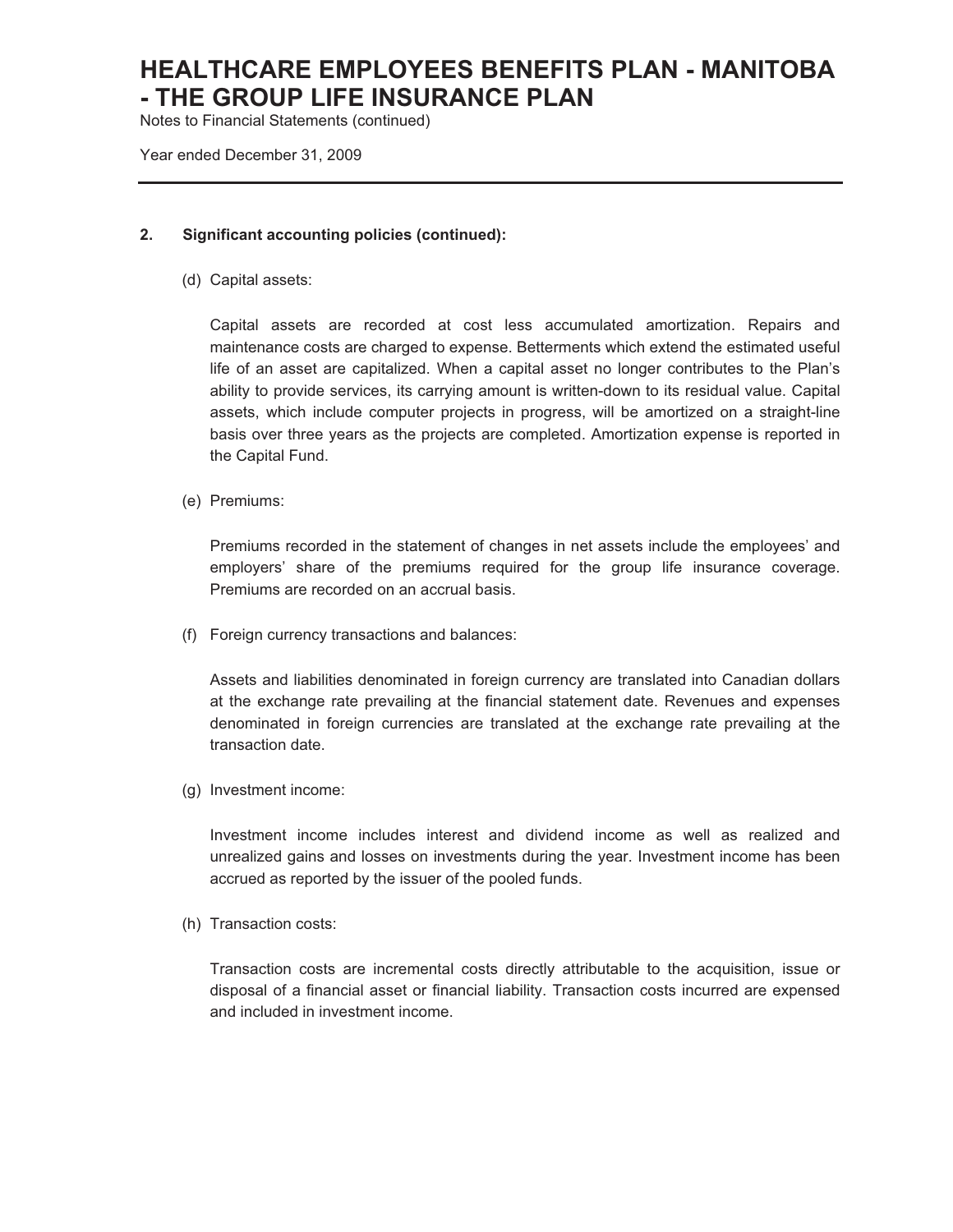## 2. Significant accounting policies (continued):

(d) Capital assets:

Capital assets are recorded at cost less accumulated amortization. Repairs and maintenance costs are charged to expense. Betterments which extend the estimated useful life of an asset are capitalized. When a capital asset no longer contributes to the Plan's ability to provide services, its carrying amount is written-down to its residual value. Capital assets, which include computer projects in progress, will be amortized on a straight-line basis over three years as the projects are completed. Amortization expense is reported in the Capital Fund.

(e) Premiums:

Premiums recorded in the statement of changes in net assets include the employees' and employers' share of the premiums required for the group life insurance coverage. Premiums are recorded on an accrual basis.

(f) Foreign currency transactions and balances:

Assets and liabilities denominated in foreign currency are translated into Canadian dollars at the exchange rate prevailing at the financial statement date. Revenues and expenses denominated in foreign currencies are translated at the exchange rate prevailing at the transaction date.

(g) Investment income:

Investment income includes interest and dividend income as well as realized and unrealized gains and losses on investments during the year. Investment income has been accrued as reported by the issuer of the pooled funds.

(h) Transaction costs:

Transaction costs are incremental costs directly attributable to the acquisition, issue or disposal of a financial asset or financial liability. Transaction costs incurred are expensed and included in investment income.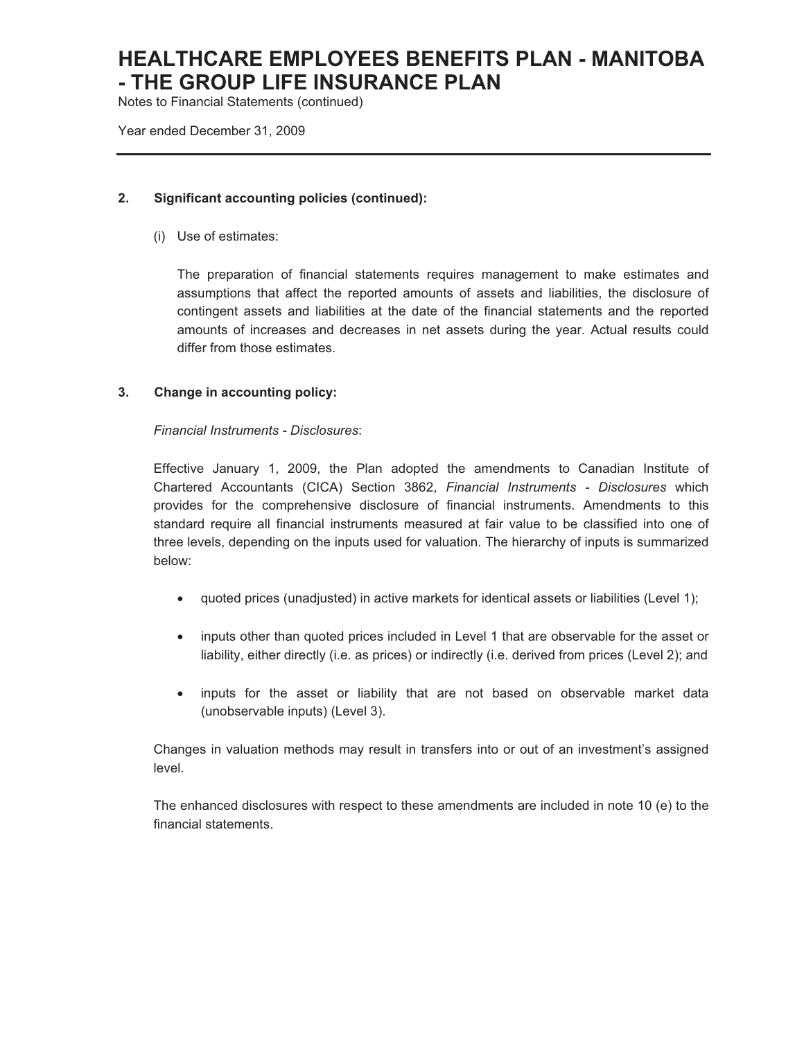## 2. Significant accounting policies (continued):

(i) Use of estimates:

The preparation of financial statements requires management to make estimates and assumptions that affect the reported amounts of assets and liabilities, the disclosure of contingent assets and liabilities at the date of the financial statements and the reported amounts of increases and decreases in net assets during the year. Actual results could differ from those estimates.

## 3. Change in accounting policy:

*Financial Instruments - Disclosures*:

Effective January 1, 2009, the Plan adopted the amendments to Canadian Institute of Chartered Accountants (CICA) Section 3862, *Financial Instruments - Disclosures* which provides for the comprehensive disclosure of financial instruments. Amendments to this standard require all financial instruments measured at fair value to be classified into one of three levels, depending on the inputs used for valuation. The hierarchy of inputs is summarized below:

- quoted prices (unadjusted) in active markets for identical assets or liabilities (Level 1);
- inputs other than quoted prices included in Level 1 that are observable for the asset or liability, either directly (i.e. as prices) or indirectly (i.e. derived from prices (Level 2); and
- inputs for the asset or liability that are not based on observable market data (unobservable inputs) (Level 3).

Changes in valuation methods may result in transfers into or out of an investment's assigned level.

The enhanced disclosures with respect to these amendments are included in note 10 (e) to the financial statements.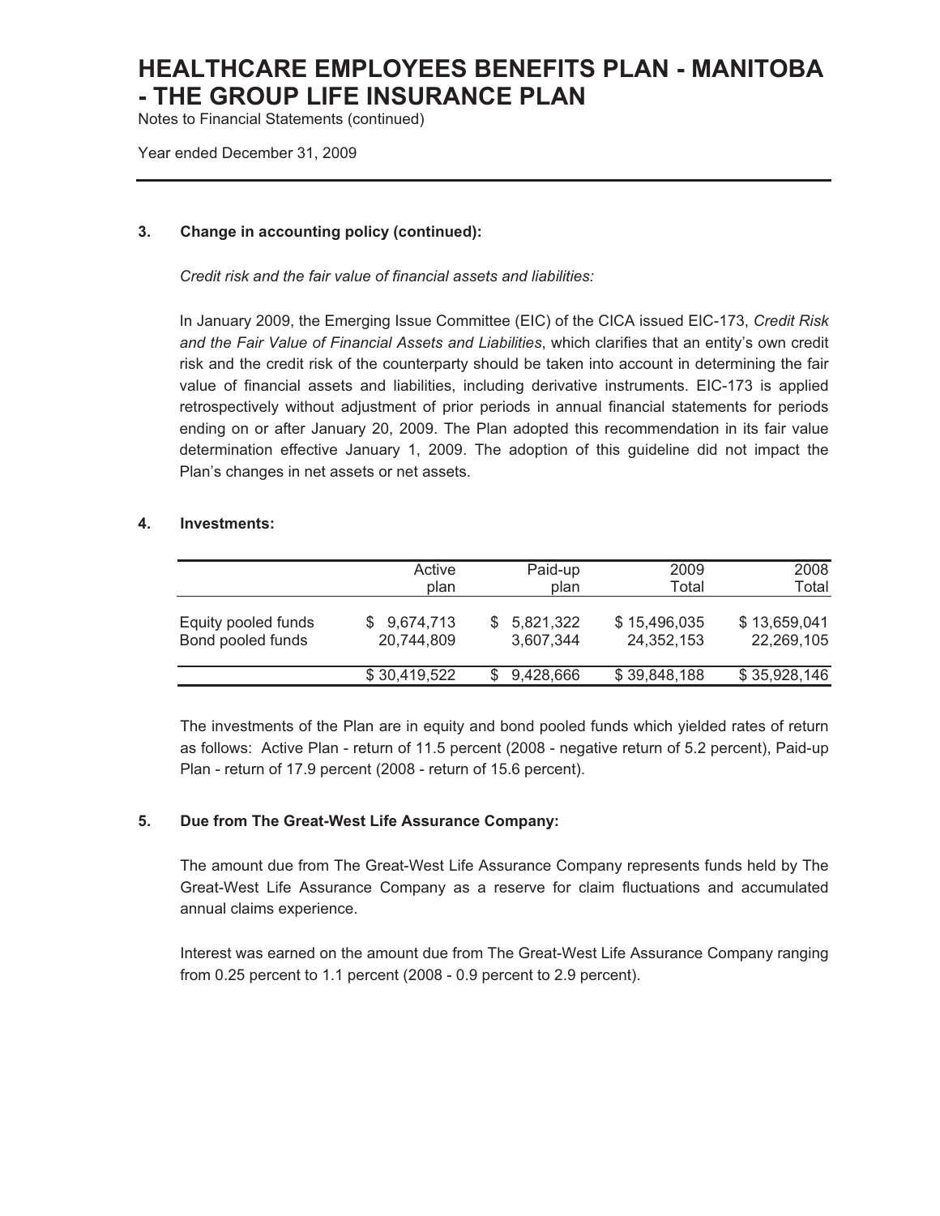# HEALTHCARE EMPLOYEES BENEFITS PLAN - MANITOBA - THE GROUP LIFE INSURANCE PLAN

Notes to Financial Statements (continued)

Year ended December 31, 2009

## 3. Change in accounting policy (continued):

*Credit risk and the fair value of financial assets and liabilities:*

In January 2009, the Emerging Issue Committee (EIC) of the CICA issued EIC-173, *Credit Risk and the Fair Value of Financial Assets and Liabilities*, which clarifies that an entity's own credit risk and the credit risk of the counterparty should be taken into account in determining the fair value of financial assets and liabilities, including derivative instruments. EIC-173 is applied retrospectively without adjustment of prior periods in annual financial statements for periods ending on or after January 20, 2009. The Plan adopted this recommendation in its fair value determination effective January 1, 2009. The adoption of this guideline did not impact the Plan's changes in net assets or net assets.

## 4. Investments:

| | Active plan | Paid-up plan | 2009 Total | 2008 Total |
|---|---|---|---|---|
| Equity pooled funds | $ 9,674,713 | $ 5,821,322 | $ 15,496,035 | $ 13,659,041 |
| Bond pooled funds | 20,744,809 | 3,607,344 | 24,352,153 | 22,269,105 |
| | $ 30,419,522 | $ 9,428,666 | $ 39,848,188 | $ 35,928,146 |

The investments of the Plan are in equity and bond pooled funds which yielded rates of return as follows: Active Plan - return of 11.5 percent (2008 - negative return of 5.2 percent), Paid-up Plan - return of 17.9 percent (2008 - return of 15.6 percent).

## 5. Due from The Great-West Life Assurance Company:

The amount due from The Great-West Life Assurance Company represents funds held by The Great-West Life Assurance Company as a reserve for claim fluctuations and accumulated annual claims experience.

Interest was earned on the amount due from The Great-West Life Assurance Company ranging from 0.25 percent to 1.1 percent (2008 - 0.9 percent to 2.9 percent).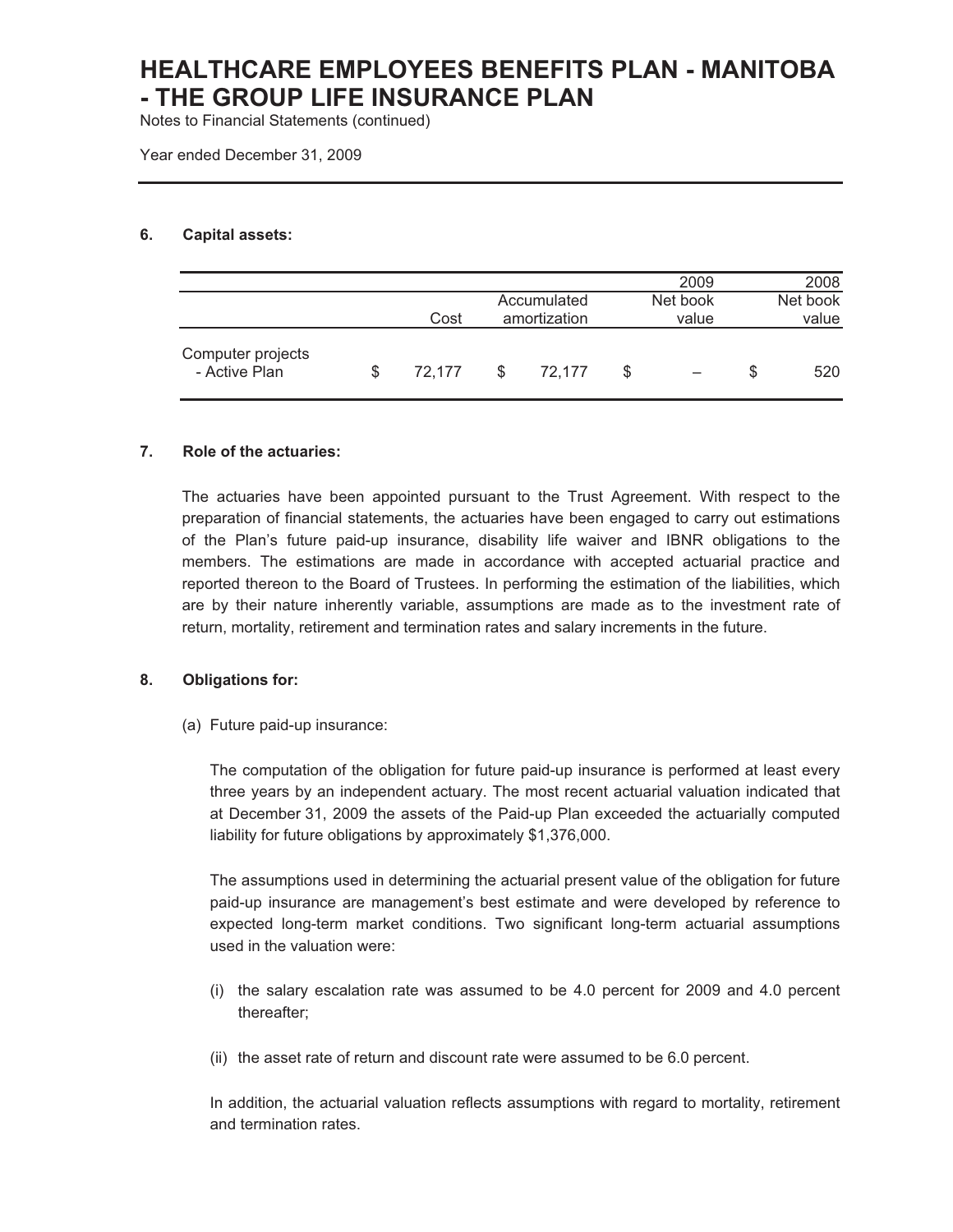# HEALTHCARE EMPLOYEES BENEFITS PLAN - MANITOBA - THE GROUP LIFE INSURANCE PLAN

Notes to Financial Statements (continued)

Year ended December 31, 2009

## 6. Capital assets:

| | Cost | Accumulated amortization | 2009 Net book value | 2008 Net book value |
|---|---|---|---|---|
| Computer projects - Active Plan | $ 72,177 | $ 72,177 | $ – | $ 520 |

## 7. Role of the actuaries:

The actuaries have been appointed pursuant to the Trust Agreement. With respect to the preparation of financial statements, the actuaries have been engaged to carry out estimations of the Plan's future paid-up insurance, disability life waiver and IBNR obligations to the members. The estimations are made in accordance with accepted actuarial practice and reported thereon to the Board of Trustees. In performing the estimation of the liabilities, which are by their nature inherently variable, assumptions are made as to the investment rate of return, mortality, retirement and termination rates and salary increments in the future.

## 8. Obligations for:

(a) Future paid-up insurance:

The computation of the obligation for future paid-up insurance is performed at least every three years by an independent actuary. The most recent actuarial valuation indicated that at December 31, 2009 the assets of the Paid-up Plan exceeded the actuarially computed liability for future obligations by approximately $1,376,000.

The assumptions used in determining the actuarial present value of the obligation for future paid-up insurance are management's best estimate and were developed by reference to expected long-term market conditions. Two significant long-term actuarial assumptions used in the valuation were:

(i) the salary escalation rate was assumed to be 4.0 percent for 2009 and 4.0 percent thereafter;

(ii) the asset rate of return and discount rate were assumed to be 6.0 percent.

In addition, the actuarial valuation reflects assumptions with regard to mortality, retirement and termination rates.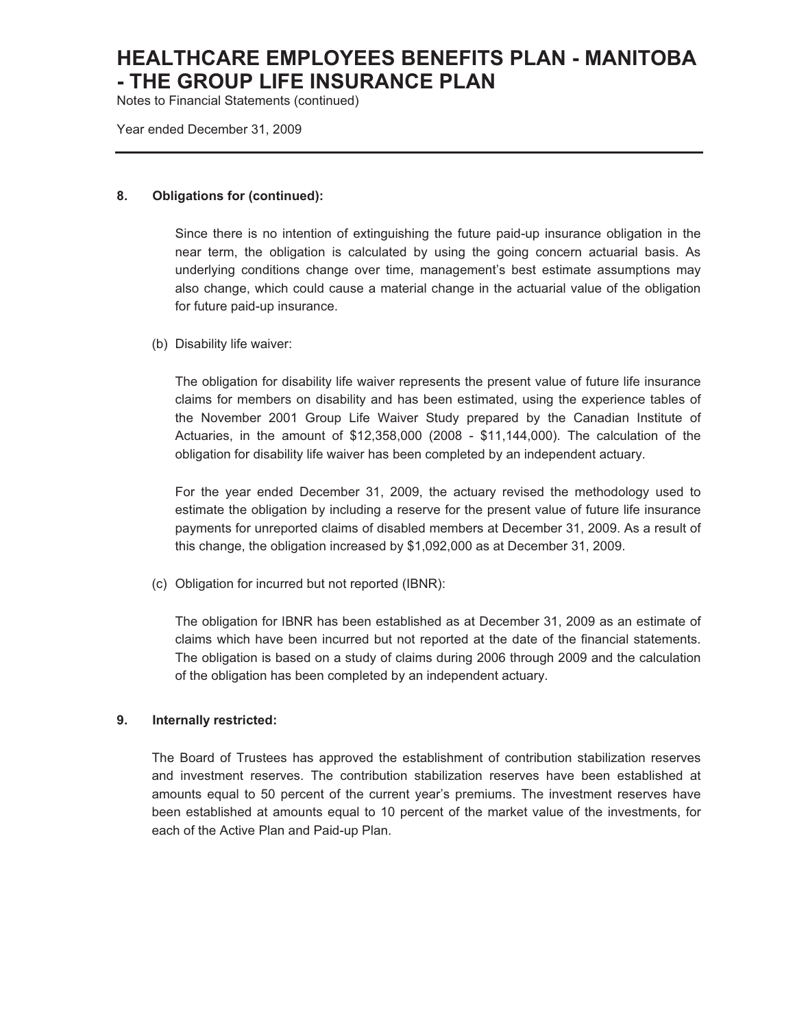## 8. Obligations for (continued):

Since there is no intention of extinguishing the future paid-up insurance obligation in the near term, the obligation is calculated by using the going concern actuarial basis. As underlying conditions change over time, management's best estimate assumptions may also change, which could cause a material change in the actuarial value of the obligation for future paid-up insurance.

(b) Disability life waiver:

The obligation for disability life waiver represents the present value of future life insurance claims for members on disability and has been estimated, using the experience tables of the November 2001 Group Life Waiver Study prepared by the Canadian Institute of Actuaries, in the amount of $12,358,000 (2008 - $11,144,000). The calculation of the obligation for disability life waiver has been completed by an independent actuary.

For the year ended December 31, 2009, the actuary revised the methodology used to estimate the obligation by including a reserve for the present value of future life insurance payments for unreported claims of disabled members at December 31, 2009. As a result of this change, the obligation increased by $1,092,000 as at December 31, 2009.

(c) Obligation for incurred but not reported (IBNR):

The obligation for IBNR has been established as at December 31, 2009 as an estimate of claims which have been incurred but not reported at the date of the financial statements. The obligation is based on a study of claims during 2006 through 2009 and the calculation of the obligation has been completed by an independent actuary.

## 9. Internally restricted:

The Board of Trustees has approved the establishment of contribution stabilization reserves and investment reserves. The contribution stabilization reserves have been established at amounts equal to 50 percent of the current year's premiums. The investment reserves have been established at amounts equal to 10 percent of the market value of the investments, for each of the Active Plan and Paid-up Plan.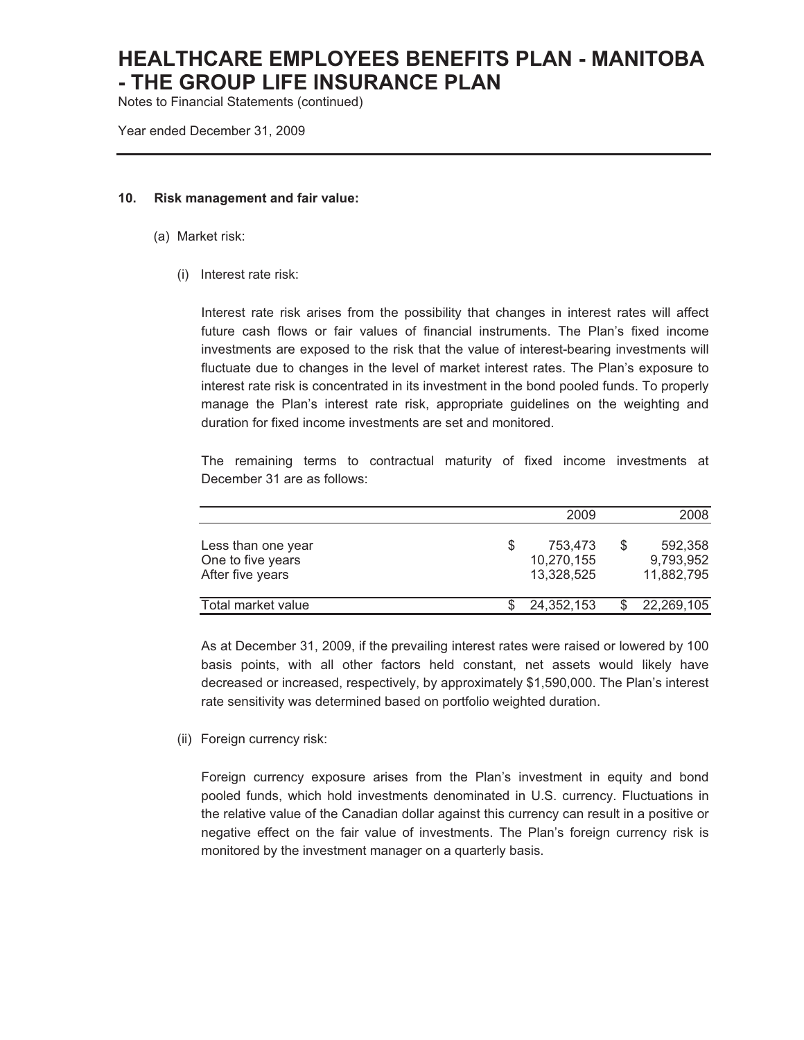# HEALTHCARE EMPLOYEES BENEFITS PLAN - MANITOBA - THE GROUP LIFE INSURANCE PLAN

Notes to Financial Statements (continued)

Year ended December 31, 2009

## 10. Risk management and fair value:

### (a) Market risk:

#### (i) Interest rate risk:

Interest rate risk arises from the possibility that changes in interest rates will affect future cash flows or fair values of financial instruments. The Plan's fixed income investments are exposed to the risk that the value of interest-bearing investments will fluctuate due to changes in the level of market interest rates. The Plan's exposure to interest rate risk is concentrated in its investment in the bond pooled funds. To properly manage the Plan's interest rate risk, appropriate guidelines on the weighting and duration for fixed income investments are set and monitored.

The remaining terms to contractual maturity of fixed income investments at December 31 are as follows:

| | 2009 | 2008 |
|---|---|---|
| Less than one year | $ 753,473 | $ 592,358 |
| One to five years | 10,270,155 | 9,793,952 |
| After five years | 13,328,525 | 11,882,795 |
| Total market value | $ 24,352,153 | $ 22,269,105 |

As at December 31, 2009, if the prevailing interest rates were raised or lowered by 100 basis points, with all other factors held constant, net assets would likely have decreased or increased, respectively, by approximately $1,590,000. The Plan's interest rate sensitivity was determined based on portfolio weighted duration.

#### (ii) Foreign currency risk:

Foreign currency exposure arises from the Plan's investment in equity and bond pooled funds, which hold investments denominated in U.S. currency. Fluctuations in the relative value of the Canadian dollar against this currency can result in a positive or negative effect on the fair value of investments. The Plan's foreign currency risk is monitored by the investment manager on a quarterly basis.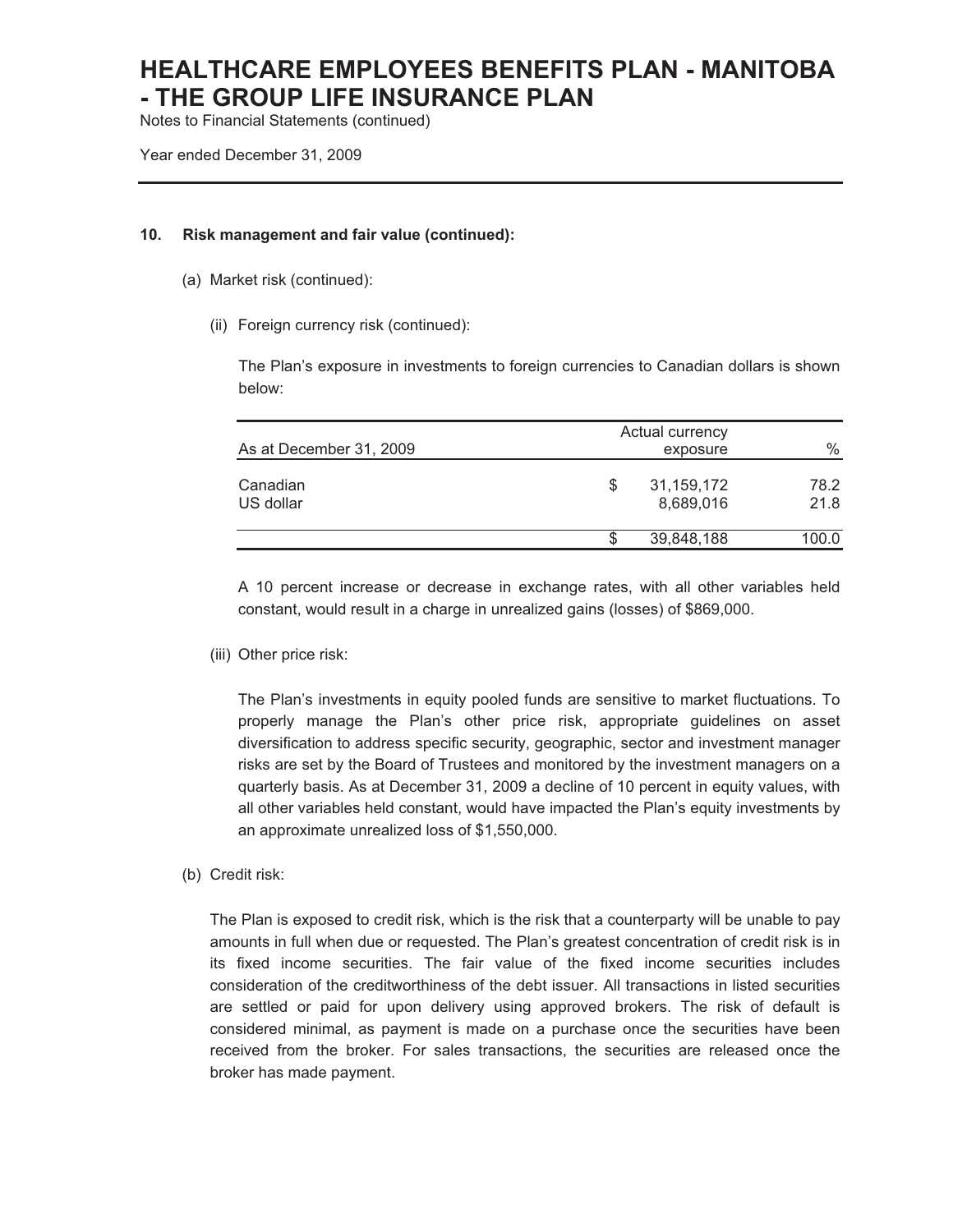# HEALTHCARE EMPLOYEES BENEFITS PLAN - MANITOBA - THE GROUP LIFE INSURANCE PLAN

Notes to Financial Statements (continued)

Year ended December 31, 2009

**10. Risk management and fair value (continued):**

(a) Market risk (continued):

(ii) Foreign currency risk (continued):

The Plan's exposure in investments to foreign currencies to Canadian dollars is shown below:

| As at December 31, 2009 | Actual currency exposure | % |
|---|---|---|
| Canadian | $ 31,159,172 | 78.2 |
| US dollar | 8,689,016 | 21.8 |
| | $ 39,848,188 | 100.0 |

A 10 percent increase or decrease in exchange rates, with all other variables held constant, would result in a charge in unrealized gains (losses) of $869,000.

(iii) Other price risk:

The Plan's investments in equity pooled funds are sensitive to market fluctuations. To properly manage the Plan's other price risk, appropriate guidelines on asset diversification to address specific security, geographic, sector and investment manager risks are set by the Board of Trustees and monitored by the investment managers on a quarterly basis. As at December 31, 2009 a decline of 10 percent in equity values, with all other variables held constant, would have impacted the Plan's equity investments by an approximate unrealized loss of $1,550,000.

(b) Credit risk:

The Plan is exposed to credit risk, which is the risk that a counterparty will be unable to pay amounts in full when due or requested. The Plan's greatest concentration of credit risk is in its fixed income securities. The fair value of the fixed income securities includes consideration of the creditworthiness of the debt issuer. All transactions in listed securities are settled or paid for upon delivery using approved brokers. The risk of default is considered minimal, as payment is made on a purchase once the securities have been received from the broker. For sales transactions, the securities are released once the broker has made payment.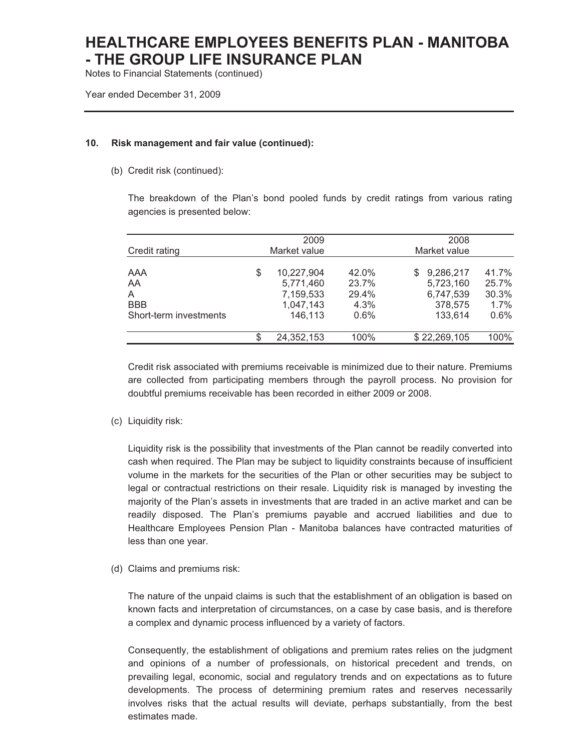# HEALTHCARE EMPLOYEES BENEFITS PLAN - MANITOBA - THE GROUP LIFE INSURANCE PLAN

Notes to Financial Statements (continued)

Year ended December 31, 2009

## 10. Risk management and fair value (continued):

(b) Credit risk (continued):

The breakdown of the Plan's bond pooled funds by credit ratings from various rating agencies is presented below:

| Credit rating | 2009 Market value | | 2008 Market value | |
|---|---|---|---|---|
| AAA | $ 10,227,904 | 42.0% | $ 9,286,217 | 41.7% |
| AA | 5,771,460 | 23.7% | 5,723,160 | 25.7% |
| A | 7,159,533 | 29.4% | 6,747,539 | 30.3% |
| BBB | 1,047,143 | 4.3% | 378,575 | 1.7% |
| Short-term investments | 146,113 | 0.6% | 133,614 | 0.6% |
| | $ 24,352,153 | 100% | $ 22,269,105 | 100% |

Credit risk associated with premiums receivable is minimized due to their nature. Premiums are collected from participating members through the payroll process. No provision for doubtful premiums receivable has been recorded in either 2009 or 2008.

(c) Liquidity risk:

Liquidity risk is the possibility that investments of the Plan cannot be readily converted into cash when required. The Plan may be subject to liquidity constraints because of insufficient volume in the markets for the securities of the Plan or other securities may be subject to legal or contractual restrictions on their resale. Liquidity risk is managed by investing the majority of the Plan's assets in investments that are traded in an active market and can be readily disposed. The Plan's premiums payable and accrued liabilities and due to Healthcare Employees Pension Plan - Manitoba balances have contracted maturities of less than one year.

(d) Claims and premiums risk:

The nature of the unpaid claims is such that the establishment of an obligation is based on known facts and interpretation of circumstances, on a case by case basis, and is therefore a complex and dynamic process influenced by a variety of factors.

Consequently, the establishment of obligations and premium rates relies on the judgment and opinions of a number of professionals, on historical precedent and trends, on prevailing legal, economic, social and regulatory trends and on expectations as to future developments. The process of determining premium rates and reserves necessarily involves risks that the actual results will deviate, perhaps substantially, from the best estimates made.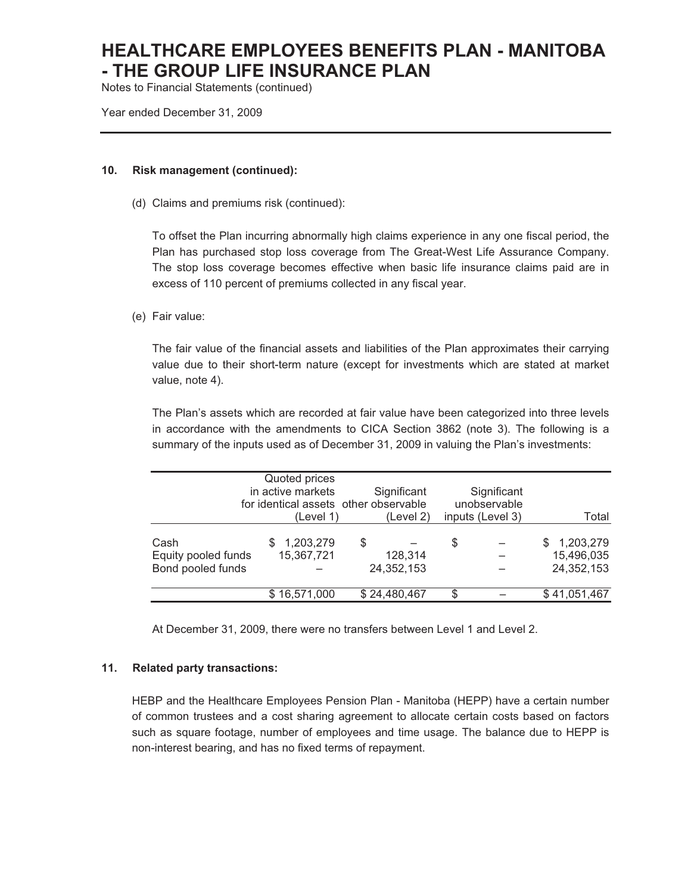# HEALTHCARE EMPLOYEES BENEFITS PLAN - MANITOBA - THE GROUP LIFE INSURANCE PLAN

Notes to Financial Statements (continued)

Year ended December 31, 2009

### 10. Risk management (continued):

(d) Claims and premiums risk (continued):

To offset the Plan incurring abnormally high claims experience in any one fiscal period, the Plan has purchased stop loss coverage from The Great-West Life Assurance Company. The stop loss coverage becomes effective when basic life insurance claims paid are in excess of 110 percent of premiums collected in any fiscal year.

(e) Fair value:

The fair value of the financial assets and liabilities of the Plan approximates their carrying value due to their short-term nature (except for investments which are stated at market value, note 4).

The Plan's assets which are recorded at fair value have been categorized into three levels in accordance with the amendments to CICA Section 3862 (note 3). The following is a summary of the inputs used as of December 31, 2009 in valuing the Plan's investments:

| | Quoted prices in active markets for identical assets (Level 1) | Significant other observable (Level 2) | Significant unobservable inputs (Level 3) | Total |
|---|---|---|---|---|
| Cash | $ 1,203,279 | $ – | $ – | $ 1,203,279 |
| Equity pooled funds | 15,367,721 | 128,314 | – | 15,496,035 |
| Bond pooled funds | – | 24,352,153 | – | 24,352,153 |
| | $ 16,571,000 | $ 24,480,467 | $ – | $ 41,051,467 |

At December 31, 2009, there were no transfers between Level 1 and Level 2.

### 11. Related party transactions:

HEBP and the Healthcare Employees Pension Plan - Manitoba (HEPP) have a certain number of common trustees and a cost sharing agreement to allocate certain costs based on factors such as square footage, number of employees and time usage. The balance due to HEPP is non-interest bearing, and has no fixed terms of repayment.